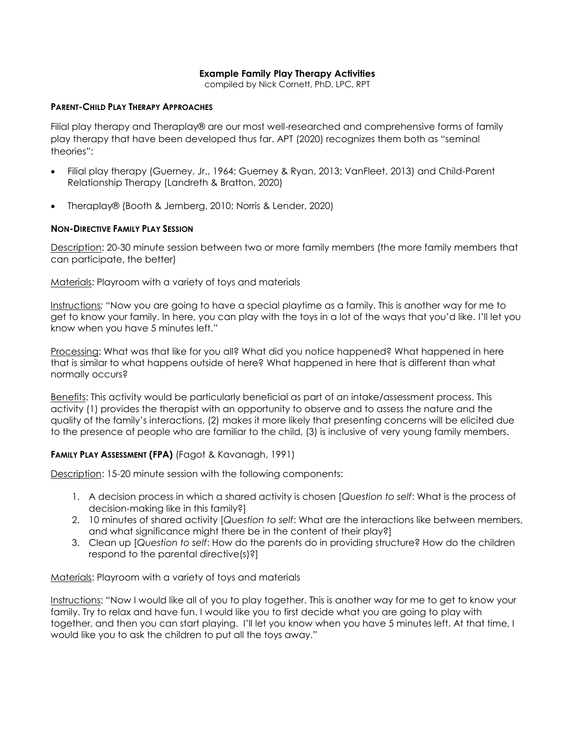# Example Family Play Therapy Activities

compiled by Nick Cornett, PhD, LPC, RPT

## PARENT-CHILD PLAY THERAPY APPROACHES

Filial play therapy and Theraplay® are our most well-researched and comprehensive forms of family play therapy that have been developed thus far. APT (2020) recognizes them both as "seminal theories":

- Filial play therapy (Guerney, Jr., 1964; Guerney & Ryan, 2013; VanFleet, 2013) and Child-Parent Relationship Therapy (Landreth & Bratton, 2020)
- Theraplay® (Booth & Jernberg, 2010; Norris & Lender, 2020)

## NON-DIRECTIVE FAMILY PLAY SESSION

<u>Description</u>: 20-30 minute session between two or more family members (the more family members that can participate, the better)

<u>Materials</u>: Playroom with a variety of toys and materials

<u>Instructions</u>: "Now you are going to have a special playtime as a family. This is another way for me to get to know your family. In here, you can play with the toys in a lot of the ways that you'd like. I'll let you know when you have 5 minutes left."

<u>Processing</u>: What was that like for you all? What did you notice happened? What happened in here that is similar to what happens outside of here? What happened in here that is different than what normally occurs?

<u>Benefits</u>: This activity would be particularly beneficial as part of an intake/assessment process. This activity (1) provides the therapist with an opportunity to observe and to assess the nature and the quality of the family's interactions, (2) makes it more likely that presenting concerns will be elicited due to the presence of people who are familiar to the child, (3) is inclusive of very young family members.

## FAMILY PLAY ASSESSMENT (FPA) (Fagot & Kavanagh, 1991)

<u>Description</u>: 15-20 minute session with the following components:

1. A decision process in which a shared activity is chosen [*Question to self*: What is the process of decision-making like in this family?]
2. 10 minutes of shared activity [*Question to self*: What are the interactions like between members, and what significance might there be in the content of their play?]
3. Clean up [*Question to self*: How do the parents do in providing structure? How do the children respond to the parental directive(s)?]

<u>Materials</u>: Playroom with a variety of toys and materials

<u>Instructions</u>: "Now I would like all of you to play together. This is another way for me to get to know your family. Try to relax and have fun. I would like you to first decide what you are going to play with together, and then you can start playing. I'll let you know when you have 5 minutes left. At that time, I would like you to ask the children to put all the toys away."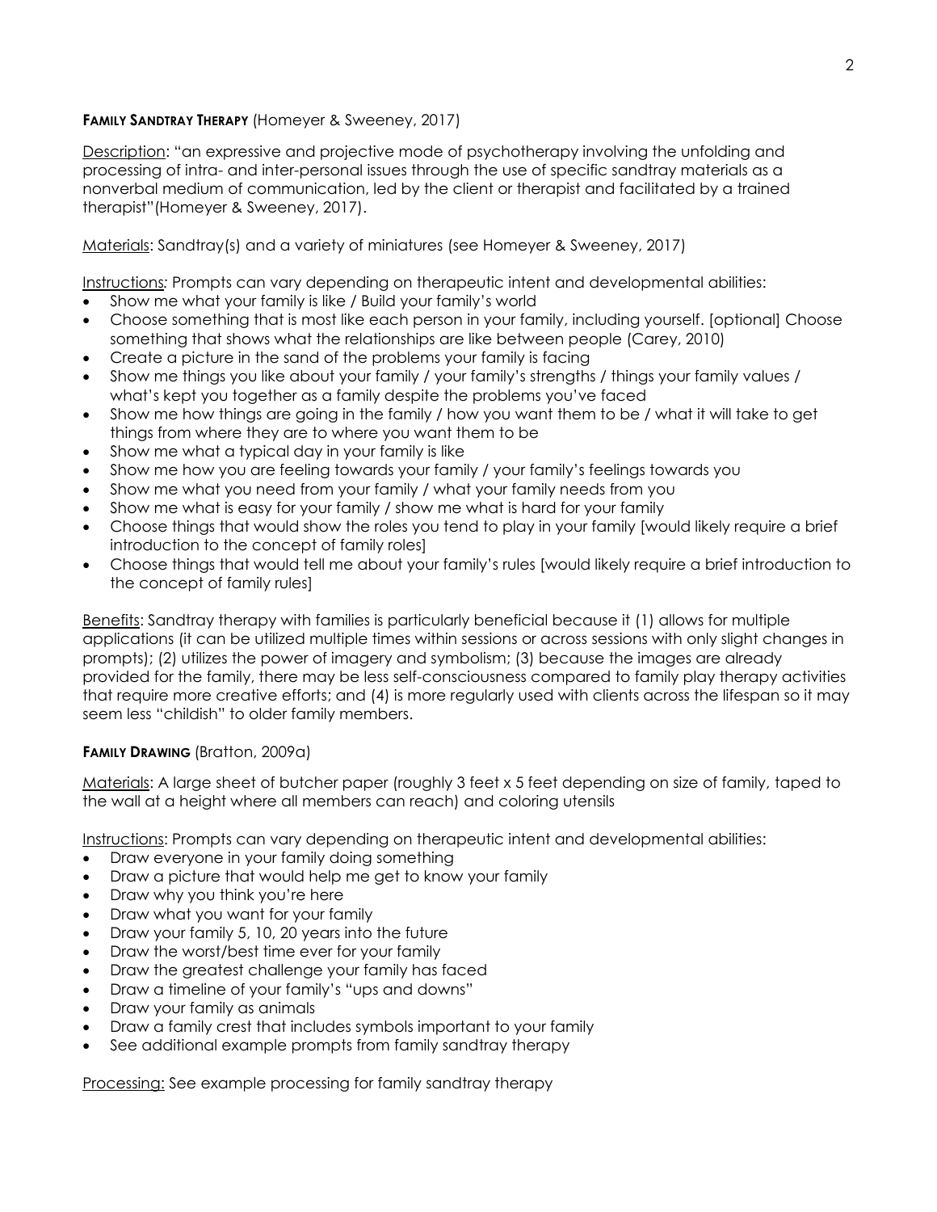**FAMILY SANDTRAY THERAPY** (Homeyer & Sweeney, 2017)

Description: "an expressive and projective mode of psychotherapy involving the unfolding and processing of intra- and inter-personal issues through the use of specific sandtray materials as a nonverbal medium of communication, led by the client or therapist and facilitated by a trained therapist"(Homeyer & Sweeney, 2017).

Materials: Sandtray(s) and a variety of miniatures (see Homeyer & Sweeney, 2017)

Instructions: Prompts can vary depending on therapeutic intent and developmental abilities:

- Show me what your family is like / Build your family's world
- Choose something that is most like each person in your family, including yourself. [optional] Choose something that shows what the relationships are like between people (Carey, 2010)
- Create a picture in the sand of the problems your family is facing
- Show me things you like about your family / your family's strengths / things your family values / what's kept you together as a family despite the problems you've faced
- Show me how things are going in the family / how you want them to be / what it will take to get things from where they are to where you want them to be
- Show me what a typical day in your family is like
- Show me how you are feeling towards your family / your family's feelings towards you
- Show me what you need from your family / what your family needs from you
- Show me what is easy for your family / show me what is hard for your family
- Choose things that would show the roles you tend to play in your family [would likely require a brief introduction to the concept of family roles]
- Choose things that would tell me about your family's rules [would likely require a brief introduction to the concept of family rules]

Benefits: Sandtray therapy with families is particularly beneficial because it (1) allows for multiple applications (it can be utilized multiple times within sessions or across sessions with only slight changes in prompts); (2) utilizes the power of imagery and symbolism; (3) because the images are already provided for the family, there may be less self-consciousness compared to family play therapy activities that require more creative efforts; and (4) is more regularly used with clients across the lifespan so it may seem less "childish" to older family members.

**FAMILY DRAWING** (Bratton, 2009a)

Materials: A large sheet of butcher paper (roughly 3 feet x 5 feet depending on size of family, taped to the wall at a height where all members can reach) and coloring utensils

Instructions: Prompts can vary depending on therapeutic intent and developmental abilities:

- Draw everyone in your family doing something
- Draw a picture that would help me get to know your family
- Draw why you think you're here
- Draw what you want for your family
- Draw your family 5, 10, 20 years into the future
- Draw the worst/best time ever for your family
- Draw the greatest challenge your family has faced
- Draw a timeline of your family's "ups and downs"
- Draw your family as animals
- Draw a family crest that includes symbols important to your family
- See additional example prompts from family sandtray therapy

Processing: See example processing for family sandtray therapy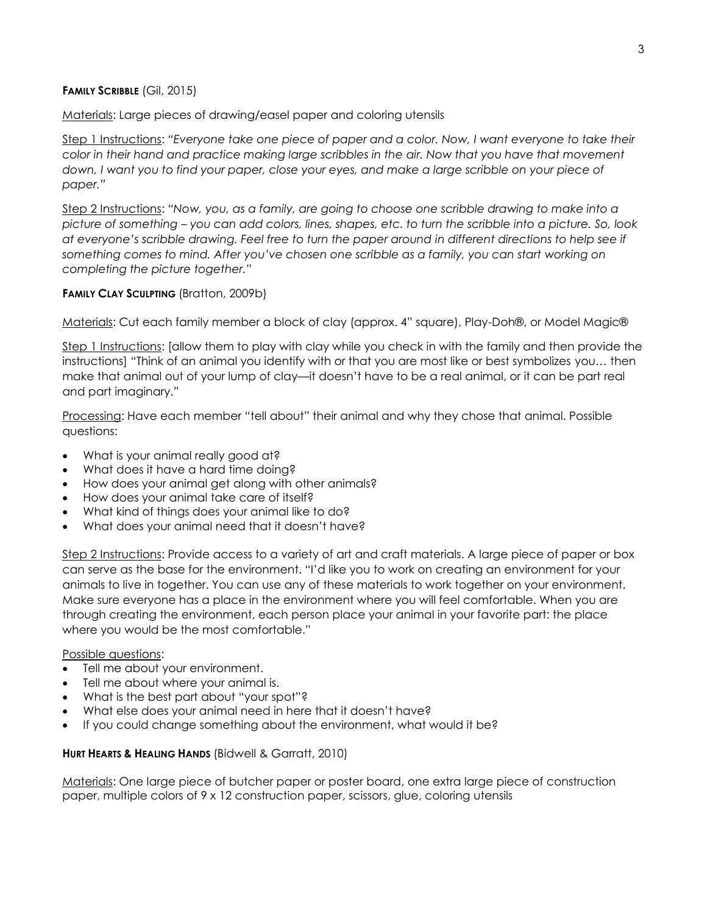**FAMILY SCRIBBLE** (Gil, 2015)

Materials: Large pieces of drawing/easel paper and coloring utensils

Step 1 Instructions: *"Everyone take one piece of paper and a color. Now, I want everyone to take their color in their hand and practice making large scribbles in the air. Now that you have that movement down, I want you to find your paper, close your eyes, and make a large scribble on your piece of paper."*

Step 2 Instructions: *"Now, you, as a family, are going to choose one scribble drawing to make into a picture of something – you can add colors, lines, shapes, etc. to turn the scribble into a picture. So, look at everyone's scribble drawing. Feel free to turn the paper around in different directions to help see if something comes to mind. After you've chosen one scribble as a family, you can start working on completing the picture together."*

**FAMILY CLAY SCULPTING** (Bratton, 2009b)

Materials: Cut each family member a block of clay (approx. 4" square), Play-Doh®, or Model Magic®

Step 1 Instructions: [allow them to play with clay while you check in with the family and then provide the instructions] "Think of an animal you identify with or that you are most like or best symbolizes you… then make that animal out of your lump of clay—it doesn't have to be a real animal, or it can be part real and part imaginary."

Processing: Have each member "tell about" their animal and why they chose that animal. Possible questions:

- What is your animal really good at?
- What does it have a hard time doing?
- How does your animal get along with other animals?
- How does your animal take care of itself?
- What kind of things does your animal like to do?
- What does your animal need that it doesn't have?

Step 2 Instructions: Provide access to a variety of art and craft materials. A large piece of paper or box can serve as the base for the environment. "I'd like you to work on creating an environment for your animals to live in together. You can use any of these materials to work together on your environment. Make sure everyone has a place in the environment where you will feel comfortable. When you are through creating the environment, each person place your animal in your favorite part: the place where you would be the most comfortable."

Possible questions:

- Tell me about your environment.
- Tell me about where your animal is.
- What is the best part about "your spot"?
- What else does your animal need in here that it doesn't have?
- If you could change something about the environment, what would it be?

**HURT HEARTS & HEALING HANDS** (Bidwell & Garratt, 2010)

Materials: One large piece of butcher paper or poster board, one extra large piece of construction paper, multiple colors of 9 x 12 construction paper, scissors, glue, coloring utensils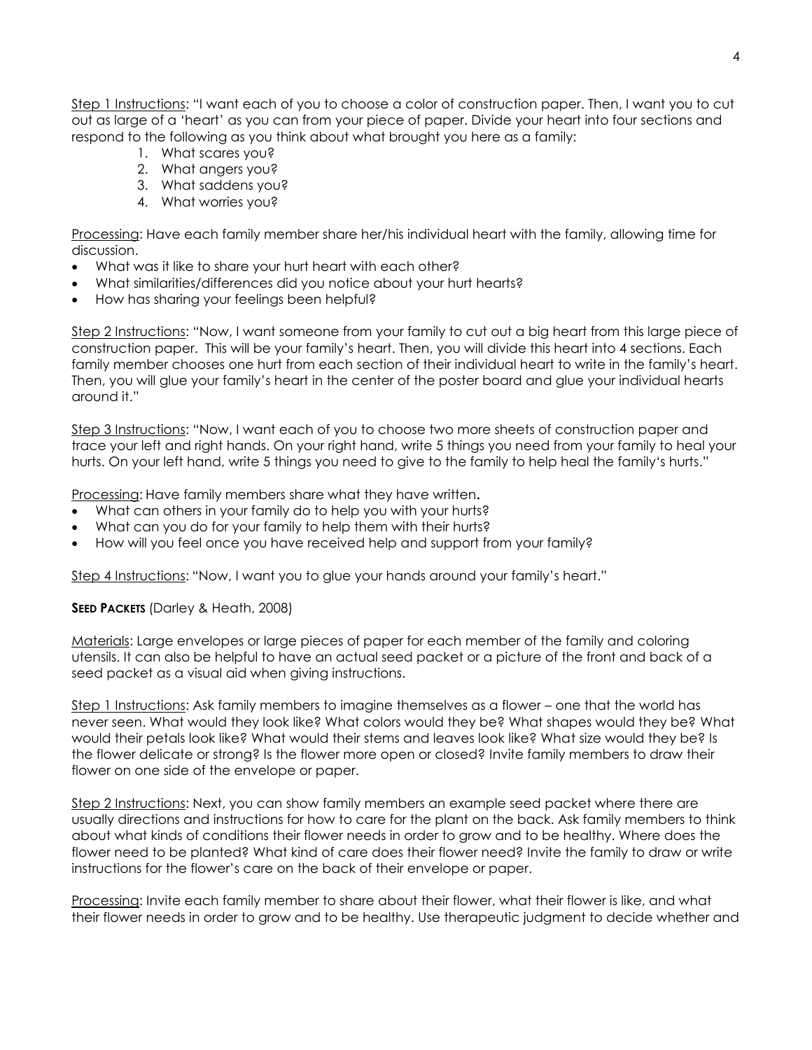<u>Step 1 Instructions</u>: "I want each of you to choose a color of construction paper. Then, I want you to cut out as large of a 'heart' as you can from your piece of paper. Divide your heart into four sections and respond to the following as you think about what brought you here as a family:

1. What scares you?
2. What angers you?
3. What saddens you?
4. What worries you?

<u>Processing</u>: Have each family member share her/his individual heart with the family, allowing time for discussion.

- What was it like to share your hurt heart with each other?
- What similarities/differences did you notice about your hurt hearts?
- How has sharing your feelings been helpful?

<u>Step 2 Instructions</u>: "Now, I want someone from your family to cut out a big heart from this large piece of construction paper. This will be your family's heart. Then, you will divide this heart into 4 sections. Each family member chooses one hurt from each section of their individual heart to write in the family's heart. Then, you will glue your family's heart in the center of the poster board and glue your individual hearts around it."

<u>Step 3 Instructions</u>: "Now, I want each of you to choose two more sheets of construction paper and trace your left and right hands. On your right hand, write 5 things you need from your family to heal your hurts. On your left hand, write 5 things you need to give to the family to help heal the family's hurts."

<u>Processing</u>: Have family members share what they have written**.**

- What can others in your family do to help you with your hurts?
- What can you do for your family to help them with their hurts?
- How will you feel once you have received help and support from your family?

<u>Step 4 Instructions</u>: "Now, I want you to glue your hands around your family's heart."

**SEED PACKETS** (Darley & Heath, 2008)

<u>Materials</u>: Large envelopes or large pieces of paper for each member of the family and coloring utensils. It can also be helpful to have an actual seed packet or a picture of the front and back of a seed packet as a visual aid when giving instructions.

<u>Step 1 Instructions</u>: Ask family members to imagine themselves as a flower – one that the world has never seen. What would they look like? What colors would they be? What shapes would they be? What would their petals look like? What would their stems and leaves look like? What size would they be? Is the flower delicate or strong? Is the flower more open or closed? Invite family members to draw their flower on one side of the envelope or paper.

<u>Step 2 Instructions</u>: Next, you can show family members an example seed packet where there are usually directions and instructions for how to care for the plant on the back. Ask family members to think about what kinds of conditions their flower needs in order to grow and to be healthy. Where does the flower need to be planted? What kind of care does their flower need? Invite the family to draw or write instructions for the flower's care on the back of their envelope or paper.

<u>Processing</u>: Invite each family member to share about their flower, what their flower is like, and what their flower needs in order to grow and to be healthy. Use therapeutic judgment to decide whether and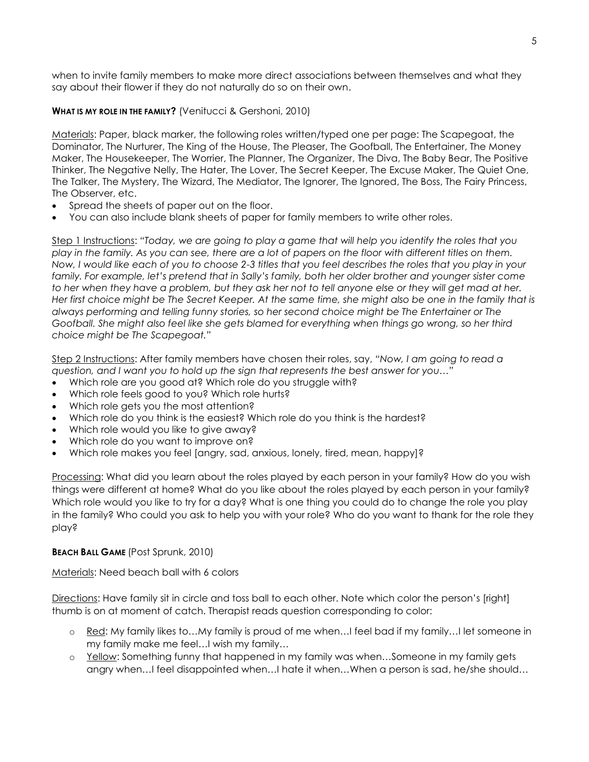when to invite family members to make more direct associations between themselves and what they say about their flower if they do not naturally do so on their own.

**WHAT IS MY ROLE IN THE FAMILY?** (Venitucci & Gershoni, 2010)

Materials: Paper, black marker, the following roles written/typed one per page: The Scapegoat, the Dominator, The Nurturer, The King of the House, The Pleaser, The Goofball, The Entertainer, The Money Maker, The Housekeeper, The Worrier, The Planner, The Organizer, The Diva, The Baby Bear, The Positive Thinker, The Negative Nelly, The Hater, The Lover, The Secret Keeper, The Excuse Maker, The Quiet One, The Talker, The Mystery, The Wizard, The Mediator, The Ignorer, The Ignored, The Boss, The Fairy Princess, The Observer, etc.

- Spread the sheets of paper out on the floor.
- You can also include blank sheets of paper for family members to write other roles.

Step 1 Instructions: *"Today, we are going to play a game that will help you identify the roles that you play in the family. As you can see, there are a lot of papers on the floor with different titles on them. Now, I would like each of you to choose 2-3 titles that you feel describes the roles that you play in your family. For example, let's pretend that in Sally's family, both her older brother and younger sister come to her when they have a problem, but they ask her not to tell anyone else or they will get mad at her. Her first choice might be The Secret Keeper. At the same time, she might also be one in the family that is always performing and telling funny stories, so her second choice might be The Entertainer or The Goofball. She might also feel like she gets blamed for everything when things go wrong, so her third choice might be The Scapegoat."*

Step 2 Instructions: After family members have chosen their roles, say, *"Now, I am going to read a question, and I want you to hold up the sign that represents the best answer for you…"*

- Which role are you good at? Which role do you struggle with?
- Which role feels good to you? Which role hurts?
- Which role gets you the most attention?
- Which role do you think is the easiest? Which role do you think is the hardest?
- Which role would you like to give away?
- Which role do you want to improve on?
- Which role makes you feel [angry, sad, anxious, lonely, tired, mean, happy]?

Processing: What did you learn about the roles played by each person in your family? How do you wish things were different at home? What do you like about the roles played by each person in your family? Which role would you like to try for a day? What is one thing you could do to change the role you play in the family? Who could you ask to help you with your role? Who do you want to thank for the role they play?

**BEACH BALL GAME** (Post Sprunk, 2010)

Materials: Need beach ball with 6 colors

Directions: Have family sit in circle and toss ball to each other. Note which color the person's [right] thumb is on at moment of catch. Therapist reads question corresponding to color:

- Red: My family likes to…My family is proud of me when…I feel bad if my family…I let someone in my family make me feel…I wish my family…
- Yellow: Something funny that happened in my family was when…Someone in my family gets angry when…I feel disappointed when…I hate it when…When a person is sad, he/she should…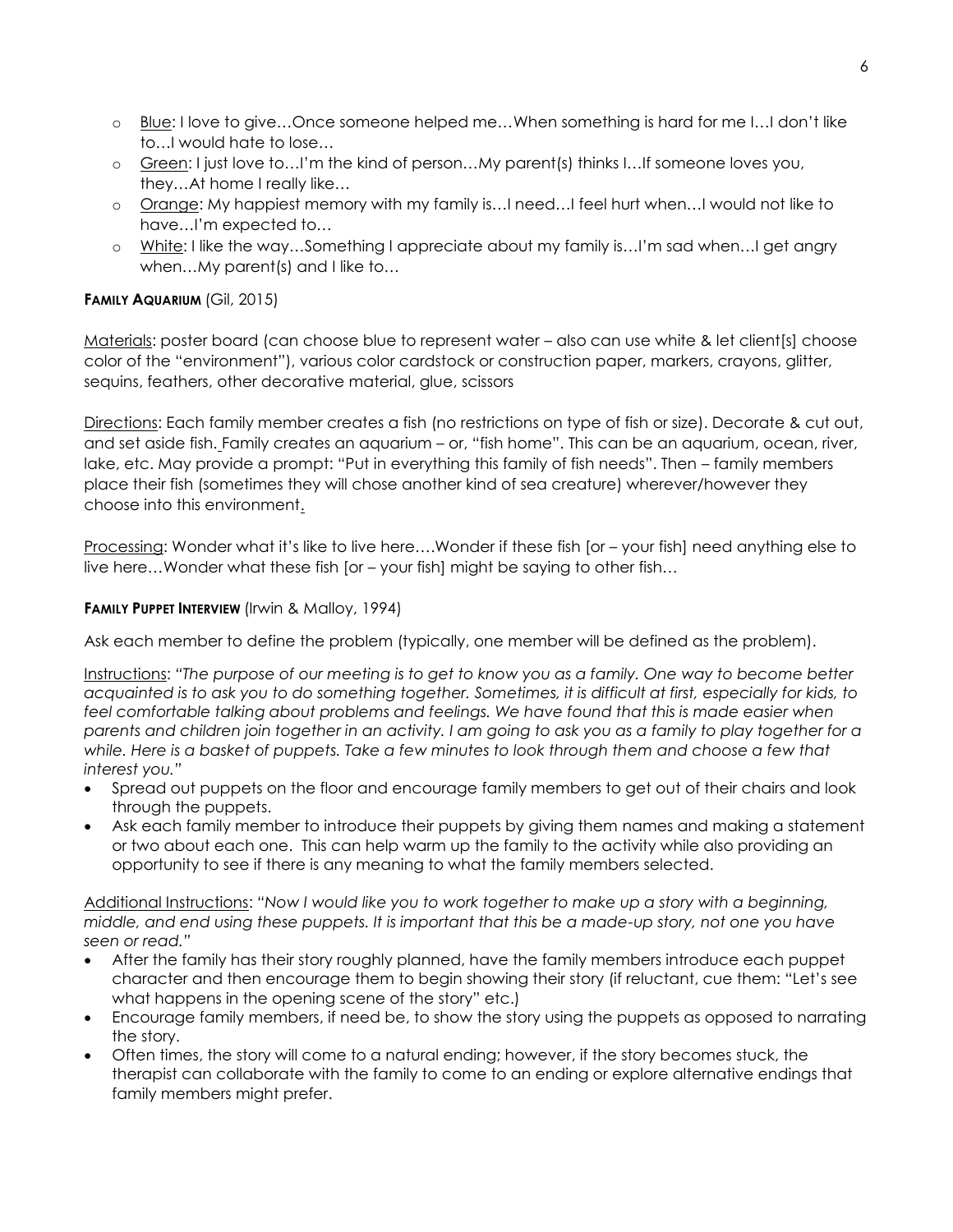- Blue: I love to give…Once someone helped me…When something is hard for me I…I don't like to…I would hate to lose…
- Green: I just love to…I'm the kind of person…My parent(s) thinks I…If someone loves you, they…At home I really like…
- Orange: My happiest memory with my family is…I need…I feel hurt when…I would not like to have…I'm expected to…
- White: I like the way…Something I appreciate about my family is…I'm sad when…I get angry when…My parent(s) and I like to…

**FAMILY AQUARIUM** (Gil, 2015)

Materials: poster board (can choose blue to represent water – also can use white & let client[s] choose color of the "environment"), various color cardstock or construction paper, markers, crayons, glitter, sequins, feathers, other decorative material, glue, scissors

Directions: Each family member creates a fish (no restrictions on type of fish or size). Decorate & cut out, and set aside fish. Family creates an aquarium – or, "fish home". This can be an aquarium, ocean, river, lake, etc. May provide a prompt: "Put in everything this family of fish needs". Then – family members place their fish (sometimes they will chose another kind of sea creature) wherever/however they choose into this environment.

Processing: Wonder what it's like to live here….Wonder if these fish [or – your fish] need anything else to live here…Wonder what these fish [or – your fish] might be saying to other fish…

**FAMILY PUPPET INTERVIEW** (Irwin & Malloy, 1994)

Ask each member to define the problem (typically, one member will be defined as the problem).

Instructions: *"The purpose of our meeting is to get to know you as a family. One way to become better acquainted is to ask you to do something together. Sometimes, it is difficult at first, especially for kids, to feel comfortable talking about problems and feelings. We have found that this is made easier when parents and children join together in an activity. I am going to ask you as a family to play together for a while. Here is a basket of puppets. Take a few minutes to look through them and choose a few that interest you."*

- Spread out puppets on the floor and encourage family members to get out of their chairs and look through the puppets.
- Ask each family member to introduce their puppets by giving them names and making a statement or two about each one. This can help warm up the family to the activity while also providing an opportunity to see if there is any meaning to what the family members selected.

Additional Instructions: *"Now I would like you to work together to make up a story with a beginning, middle, and end using these puppets. It is important that this be a made-up story, not one you have seen or read."*

- After the family has their story roughly planned, have the family members introduce each puppet character and then encourage them to begin showing their story (if reluctant, cue them: "Let's see what happens in the opening scene of the story" etc.)
- Encourage family members, if need be, to show the story using the puppets as opposed to narrating the story.
- Often times, the story will come to a natural ending; however, if the story becomes stuck, the therapist can collaborate with the family to come to an ending or explore alternative endings that family members might prefer.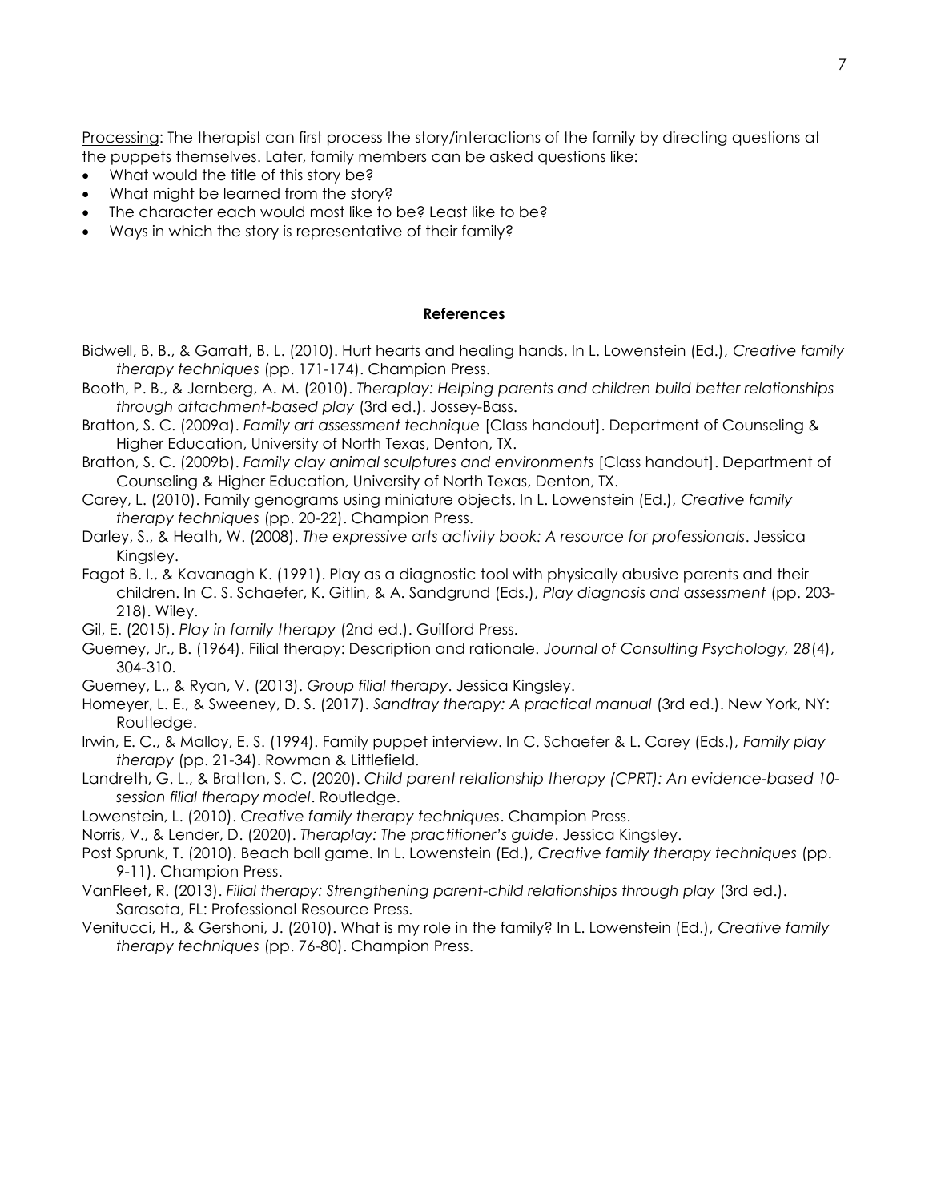<u>Processing</u>: The therapist can first process the story/interactions of the family by directing questions at the puppets themselves. Later, family members can be asked questions like:

- What would the title of this story be?
- What might be learned from the story?
- The character each would most like to be? Least like to be?
- Ways in which the story is representative of their family?

## References

Bidwell, B. B., & Garratt, B. L. (2010). Hurt hearts and healing hands. In L. Lowenstein (Ed.), *Creative family therapy techniques* (pp. 171-174). Champion Press.

Booth, P. B., & Jernberg, A. M. (2010). *Theraplay: Helping parents and children build better relationships through attachment-based play* (3rd ed.). Jossey-Bass.

Bratton, S. C. (2009a). *Family art assessment technique* [Class handout]. Department of Counseling & Higher Education, University of North Texas, Denton, TX.

Bratton, S. C. (2009b). *Family clay animal sculptures and environments* [Class handout]. Department of Counseling & Higher Education, University of North Texas, Denton, TX.

Carey, L. (2010). Family genograms using miniature objects. In L. Lowenstein (Ed.), *Creative family therapy techniques* (pp. 20-22). Champion Press.

Darley, S., & Heath, W. (2008). *The expressive arts activity book: A resource for professionals*. Jessica Kingsley.

Fagot B. I., & Kavanagh K. (1991). Play as a diagnostic tool with physically abusive parents and their children. In C. S. Schaefer, K. Gitlin, & A. Sandgrund (Eds.), *Play diagnosis and assessment* (pp. 203-218). Wiley.

Gil, E. (2015). *Play in family therapy* (2nd ed.). Guilford Press.

Guerney, Jr., B. (1964). Filial therapy: Description and rationale. *Journal of Consulting Psychology, 28*(4), 304-310.

Guerney, L., & Ryan, V. (2013). *Group filial therapy*. Jessica Kingsley.

Homeyer, L. E., & Sweeney, D. S. (2017). *Sandtray therapy: A practical manual* (3rd ed.). New York, NY: Routledge.

Irwin, E. C., & Malloy, E. S. (1994). Family puppet interview. In C. Schaefer & L. Carey (Eds.), *Family play therapy* (pp. 21-34). Rowman & Littlefield.

Landreth, G. L., & Bratton, S. C. (2020). *Child parent relationship therapy (CPRT): An evidence-based 10-session filial therapy model*. Routledge.

Lowenstein, L. (2010). *Creative family therapy techniques*. Champion Press.

Norris, V., & Lender, D. (2020). *Theraplay: The practitioner's guide*. Jessica Kingsley.

Post Sprunk, T. (2010). Beach ball game. In L. Lowenstein (Ed.), *Creative family therapy techniques* (pp. 9-11). Champion Press.

VanFleet, R. (2013). *Filial therapy: Strengthening parent-child relationships through play* (3rd ed.). Sarasota, FL: Professional Resource Press.

Venitucci, H., & Gershoni, J. (2010). What is my role in the family? In L. Lowenstein (Ed.), *Creative family therapy techniques* (pp. 76-80). Champion Press.